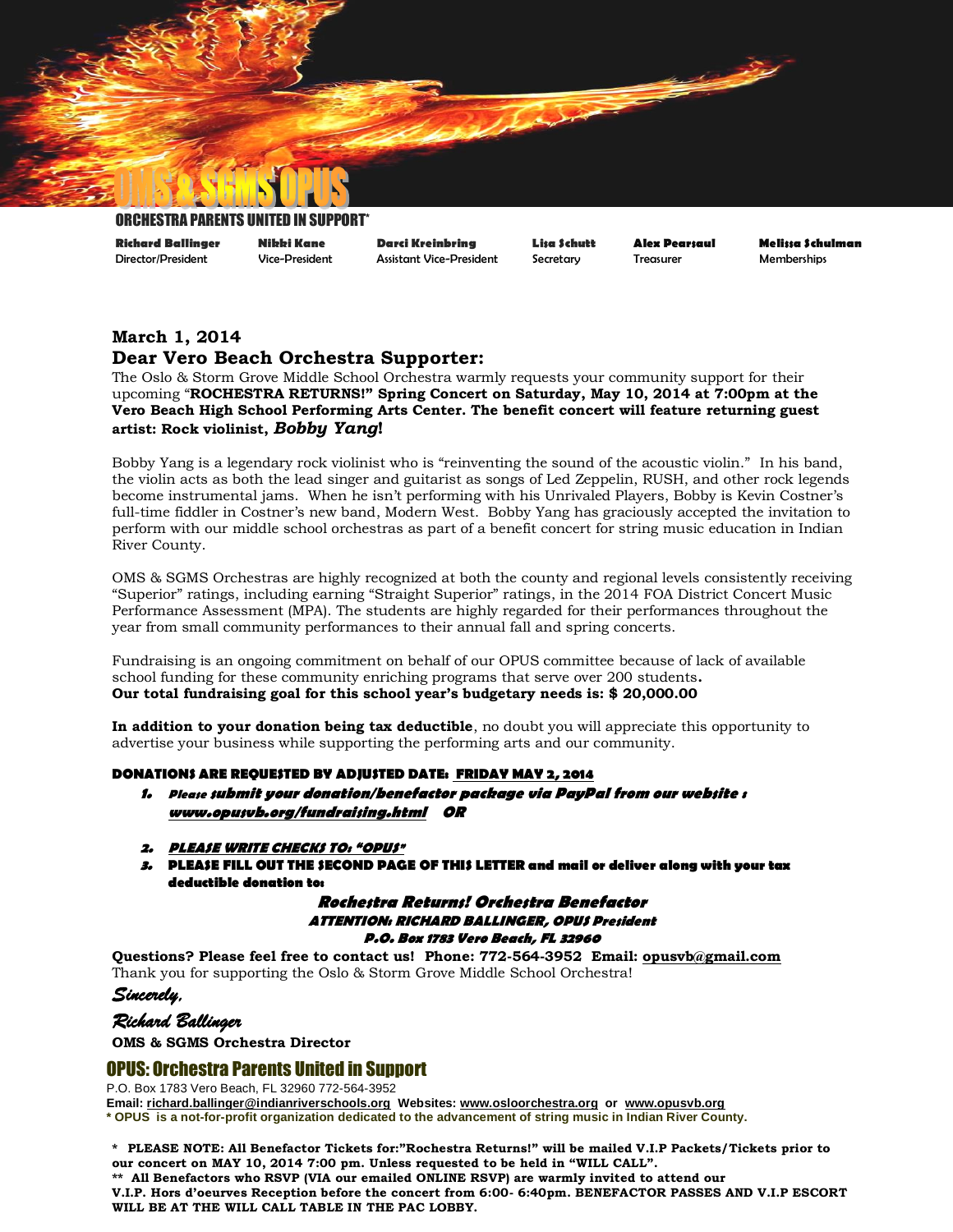# OMS & SGMS OPUS

ORCHESTRA PARENTS UNITED IN SUPPORT*

| **Richard Ballinger** | **Nikki Kane** | **Darci Kreinbring** | **Lisa Schutt** | **Alex Pearsaul** | **Melissa Schulman** |
|---|---|---|---|---|---|
| Director/President | Vice-President | Assistant Vice-President | Secretary | Treasurer | Memberships |

**March 1, 2014**

**Dear Vero Beach Orchestra Supporter:**

The Oslo & Storm Grove Middle School Orchestra warmly requests your community support for their upcoming "**ROCHESTRA RETURNS!" Spring Concert on Saturday, May 10, 2014 at 7:00pm at the Vero Beach High School Performing Arts Center. The benefit concert will feature returning guest artist: Rock violinist, *Bobby Yang*!**

Bobby Yang is a legendary rock violinist who is "reinventing the sound of the acoustic violin." In his band, the violin acts as both the lead singer and guitarist as songs of Led Zeppelin, RUSH, and other rock legends become instrumental jams. When he isn't performing with his Unrivaled Players, Bobby is Kevin Costner's full-time fiddler in Costner's new band, Modern West. Bobby Yang has graciously accepted the invitation to perform with our middle school orchestras as part of a benefit concert for string music education in Indian River County.

OMS & SGMS Orchestras are highly recognized at both the county and regional levels consistently receiving "Superior" ratings, including earning "Straight Superior" ratings, in the 2014 FOA District Concert Music Performance Assessment (MPA). The students are highly regarded for their performances throughout the year from small community performances to their annual fall and spring concerts.

Fundraising is an ongoing commitment on behalf of our OPUS committee because of lack of available school funding for these community enriching programs that serve over 200 students**.**
**Our total fundraising goal for this school year's budgetary needs is: $ 20,000.00**

**In addition to your donation being tax deductible**, no doubt you will appreciate this opportunity to advertise your business while supporting the performing arts and our community.

**DONATIONS ARE REQUESTED BY ADJUSTED DATE: FRIDAY MAY 2, 2014**

1. ***Please submit your donation/benefactor package via PayPal from our website : www.opusvb.org/fundraising.html OR***
2. ***PLEASE WRITE CHECKS TO: "OPUS"***
3. **PLEASE FILL OUT THE SECOND PAGE OF THIS LETTER and mail or deliver along with your tax deductible donation to:**

***Rochestra Returns! Orchestra Benefactor***
***ATTENTION: RICHARD BALLINGER, OPUS President***
***P.O. Box 1783 Vero Beach, FL 32960***

**Questions? Please feel free to contact us! Phone: 772-564-3952 Email: opusvb@gmail.com**
Thank you for supporting the Oslo & Storm Grove Middle School Orchestra!

*Sincerely,*

*Richard Ballinger*

**OMS & SGMS Orchestra Director**

## OPUS: Orchestra Parents United in Support

P.O. Box 1783 Vero Beach, FL 32960 772-564-3952
**Email: richard.ballinger@indianriverschools.org Websites: www.oslorchestra.org or www.opusvb.org**
**\* OPUS is a not-for-profit organization dedicated to the advancement of string music in Indian River County.**

**\* PLEASE NOTE: All Benefactor Tickets for:"Rochestra Returns!" will be mailed V.I.P Packets/Tickets prior to our concert on MAY 10, 2014 7:00 pm. Unless requested to be held in "WILL CALL".**
**\*\* All Benefactors who RSVP (VIA our emailed ONLINE RSVP) are warmly invited to attend our V.I.P. Hors d'oeurves Reception before the concert from 6:00- 6:40pm. BENEFACTOR PASSES AND V.I.P ESCORT WILL BE AT THE WILL CALL TABLE IN THE PAC LOBBY.**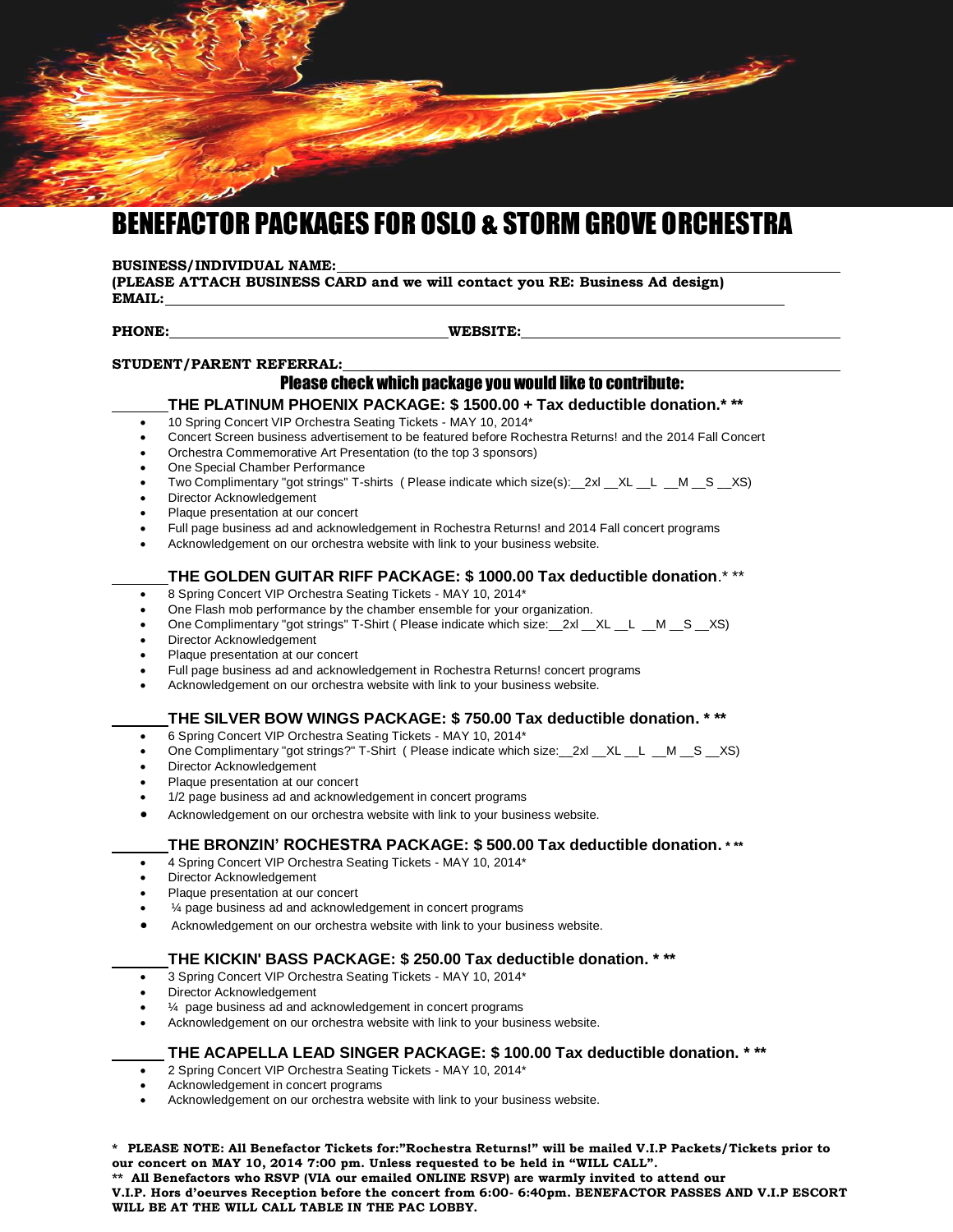# BENEFACTOR PACKAGES FOR OSLO & STORM GROVE ORCHESTRA

**BUSINESS/INDIVIDUAL NAME:** ______________________________________________

**(PLEASE ATTACH BUSINESS CARD and we will contact you RE: Business Ad design)**

**EMAIL:** ______________________________________________

**PHONE:** ______________________ **WEBSITE:** ______________________

**STUDENT/PARENT REFERRAL:** ______________________________________________

## Please check which package you would like to contribute:

### ______THE PLATINUM PHOENIX PACKAGE: $ 1500.00 + Tax deductible donation.* **

- 10 Spring Concert VIP Orchestra Seating Tickets - MAY 10, 2014*
- Concert Screen business advertisement to be featured before Rochestra Returns! and the 2014 Fall Concert
- Orchestra Commemorative Art Presentation (to the top 3 sponsors)
- One Special Chamber Performance
- Two Complimentary "got strings" T-shirts ( Please indicate which size(s):__2xl __XL __L __M __S __XS)
- Director Acknowledgement
- Plaque presentation at our concert
- Full page business ad and acknowledgement in Rochestra Returns! and 2014 Fall concert programs
- Acknowledgement on our orchestra website with link to your business website.

### ______THE GOLDEN GUITAR RIFF PACKAGE: $ 1000.00 Tax deductible donation.* **

- 8 Spring Concert VIP Orchestra Seating Tickets - MAY 10, 2014*
- One Flash mob performance by the chamber ensemble for your organization.
- One Complimentary "got strings" T-Shirt ( Please indicate which size:__2xl __XL __L __M __S __XS)
- Director Acknowledgement
- Plaque presentation at our concert
- Full page business ad and acknowledgement in Rochestra Returns! concert programs
- Acknowledgement on our orchestra website with link to your business website.

### ______THE SILVER BOW WINGS PACKAGE: $ 750.00 Tax deductible donation. * **

- 6 Spring Concert VIP Orchestra Seating Tickets - MAY 10, 2014*
- One Complimentary "got strings?" T-Shirt ( Please indicate which size:__2xl __XL __L __M __S __XS)
- Director Acknowledgement
- Plaque presentation at our concert
- 1/2 page business ad and acknowledgement in concert programs
- Acknowledgement on our orchestra website with link to your business website.

### ______THE BRONZIN' ROCHESTRA PACKAGE: $ 500.00 Tax deductible donation. * **

- 4 Spring Concert VIP Orchestra Seating Tickets - MAY 10, 2014*
- Director Acknowledgement
- Plaque presentation at our concert
- ¼ page business ad and acknowledgement in concert programs
- Acknowledgement on our orchestra website with link to your business website.

### ______THE KICKIN' BASS PACKAGE: $ 250.00 Tax deductible donation. * **

- 3 Spring Concert VIP Orchestra Seating Tickets - MAY 10, 2014*
- Director Acknowledgement
- ¼ page business ad and acknowledgement in concert programs
- Acknowledgement on our orchestra website with link to your business website.

### ______THE ACAPELLA LEAD SINGER PACKAGE: $ 100.00 Tax deductible donation. * **

- 2 Spring Concert VIP Orchestra Seating Tickets - MAY 10, 2014*
- Acknowledgement in concert programs
- Acknowledgement on our orchestra website with link to your business website.

**\* PLEASE NOTE: All Benefactor Tickets for:"Rochestra Returns!" will be mailed V.I.P Packets/Tickets prior to our concert on MAY 10, 2014 7:00 pm. Unless requested to be held in "WILL CALL".**

**\*\* All Benefactors who RSVP (VIA our emailed ONLINE RSVP) are warmly invited to attend our V.I.P. Hors d'oeurves Reception before the concert from 6:00- 6:40pm. BENEFACTOR PASSES AND V.I.P ESCORT WILL BE AT THE WILL CALL TABLE IN THE PAC LOBBY.**